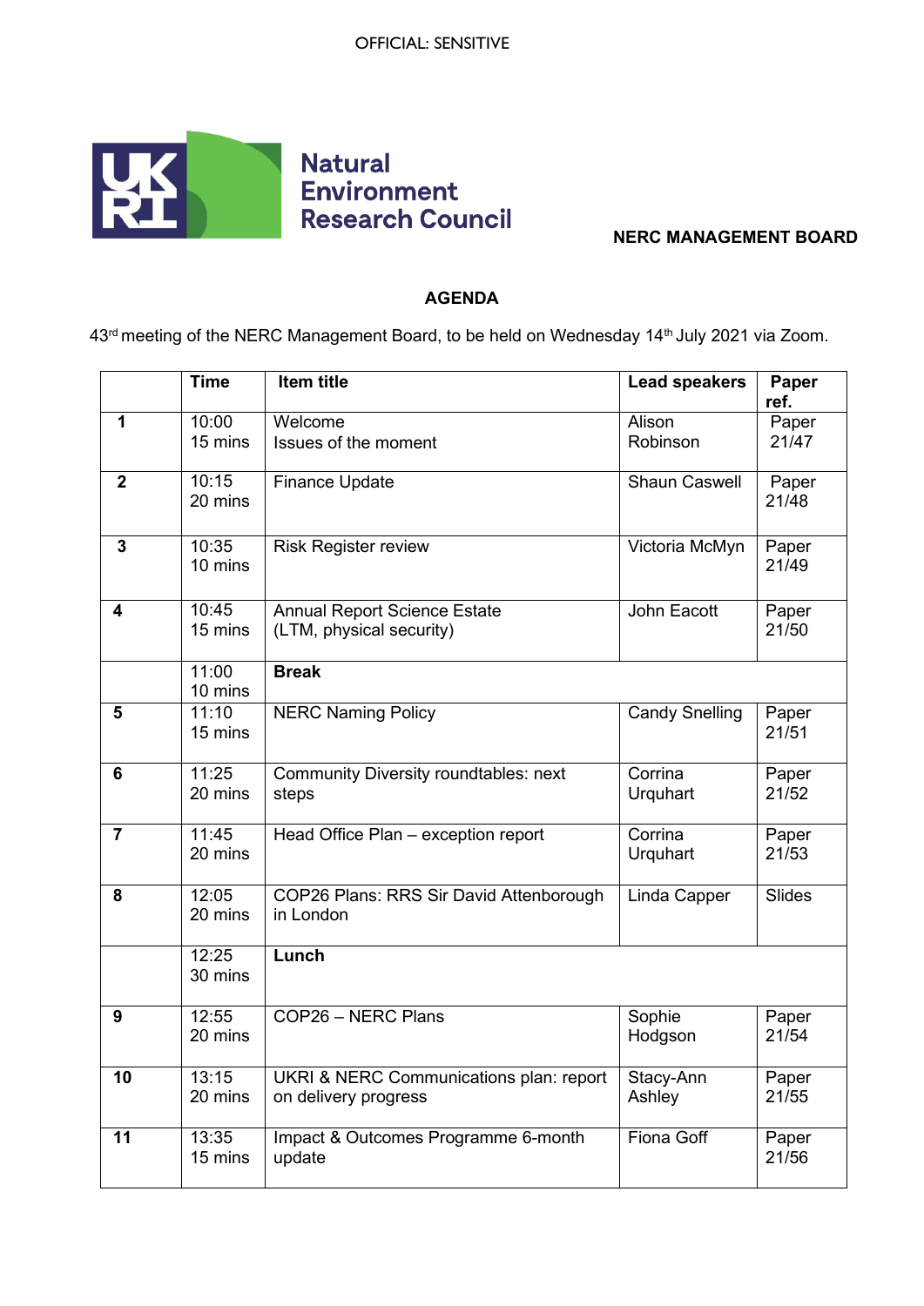OFFICIAL: SENSITIVE

**Natural Environment Research Council**

**NERC MANAGEMENT BOARD**

## AGENDA

43rd meeting of the NERC Management Board, to be held on Wednesday 14th July 2021 via Zoom.

| | Time | Item title | Lead speakers | Paper ref. |
|---|---|---|---|---|
| **1** | 10:00<br>15 mins | Welcome<br>Issues of the moment | Alison Robinson | Paper 21/47 |
| **2** | 10:15<br>20 mins | Finance Update | Shaun Caswell | Paper 21/48 |
| **3** | 10:35<br>10 mins | Risk Register review | Victoria McMyn | Paper 21/49 |
| **4** | 10:45<br>15 mins | Annual Report Science Estate (LTM, physical security) | John Eacott | Paper 21/50 |
| | 11:00<br>10 mins | **Break** | | |
| **5** | 11:10<br>15 mins | NERC Naming Policy | Candy Snelling | Paper 21/51 |
| **6** | 11:25<br>20 mins | Community Diversity roundtables: next steps | Corrina Urquhart | Paper 21/52 |
| **7** | 11:45<br>20 mins | Head Office Plan – exception report | Corrina Urquhart | Paper 21/53 |
| **8** | 12:05<br>20 mins | COP26 Plans: RRS Sir David Attenborough in London | Linda Capper | Slides |
| | 12:25<br>30 mins | **Lunch** | | |
| **9** | 12:55<br>20 mins | COP26 – NERC Plans | Sophie Hodgson | Paper 21/54 |
| **10** | 13:15<br>20 mins | UKRI & NERC Communications plan: report on delivery progress | Stacy-Ann Ashley | Paper 21/55 |
| **11** | 13:35<br>15 mins | Impact & Outcomes Programme 6-month update | Fiona Goff | Paper 21/56 |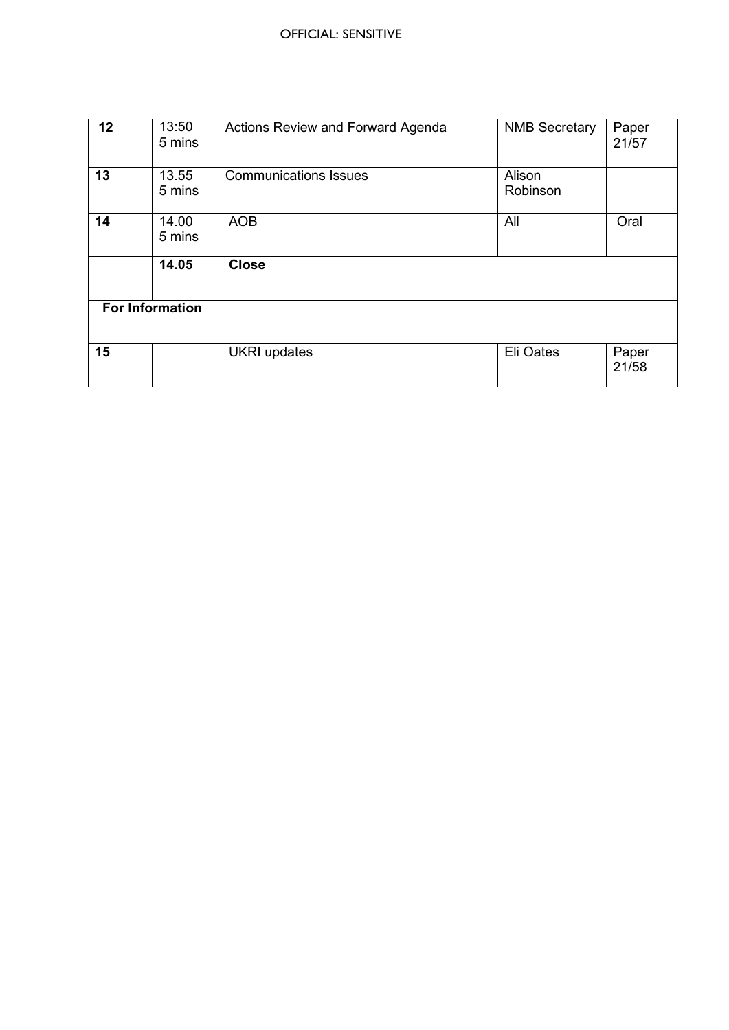| | | | | |
|---|---|---|---|---|
| **12** | 13:50<br>5 mins | Actions Review and Forward Agenda | NMB Secretary | Paper 21/57 |
| **13** | 13.55<br>5 mins | Communications Issues | Alison Robinson | |
| **14** | 14.00<br>5 mins | AOB | All | Oral |
| | **14.05** | **Close** | | |
| **For Information** | | | | |
| **15** | | UKRI updates | Eli Oates | Paper 21/58 |